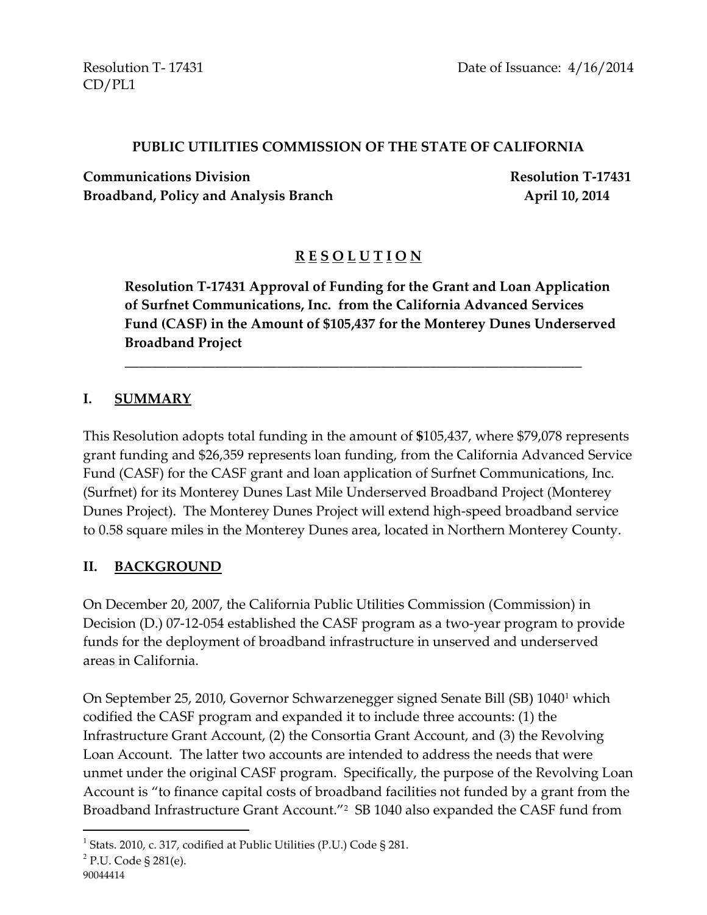Resolution T- 17431
CD/PL1

Date of Issuance: 4/16/2014

**PUBLIC UTILITIES COMMISSION OF THE STATE OF CALIFORNIA**

**Communications Division**
**Broadband, Policy and Analysis Branch**

**Resolution T-17431**
**April 10, 2014**

# R E S O L U T I O N

**Resolution T-17431 Approval of Funding for the Grant and Loan Application of Surfnet Communications, Inc. from the California Advanced Services Fund (CASF) in the Amount of $105,437 for the Monterey Dunes Underserved Broadband Project**

---

## I. SUMMARY

This Resolution adopts total funding in the amount of $105,437, where $79,078 represents grant funding and $26,359 represents loan funding, from the California Advanced Service Fund (CASF) for the CASF grant and loan application of Surfnet Communications, Inc. (Surfnet) for its Monterey Dunes Last Mile Underserved Broadband Project (Monterey Dunes Project). The Monterey Dunes Project will extend high-speed broadband service to 0.58 square miles in the Monterey Dunes area, located in Northern Monterey County.

## II. BACKGROUND

On December 20, 2007, the California Public Utilities Commission (Commission) in Decision (D.) 07-12-054 established the CASF program as a two-year program to provide funds for the deployment of broadband infrastructure in unserved and underserved areas in California.

On September 25, 2010, Governor Schwarzenegger signed Senate Bill (SB) 1040[1] which codified the CASF program and expanded it to include three accounts: (1) the Infrastructure Grant Account, (2) the Consortia Grant Account, and (3) the Revolving Loan Account. The latter two accounts are intended to address the needs that were unmet under the original CASF program. Specifically, the purpose of the Revolving Loan Account is "to finance capital costs of broadband facilities not funded by a grant from the Broadband Infrastructure Grant Account."[2] SB 1040 also expanded the CASF fund from

[1] Stats. 2010, c. 317, codified at Public Utilities (P.U.) Code § 281.
[2] P.U. Code § 281(e).
90044414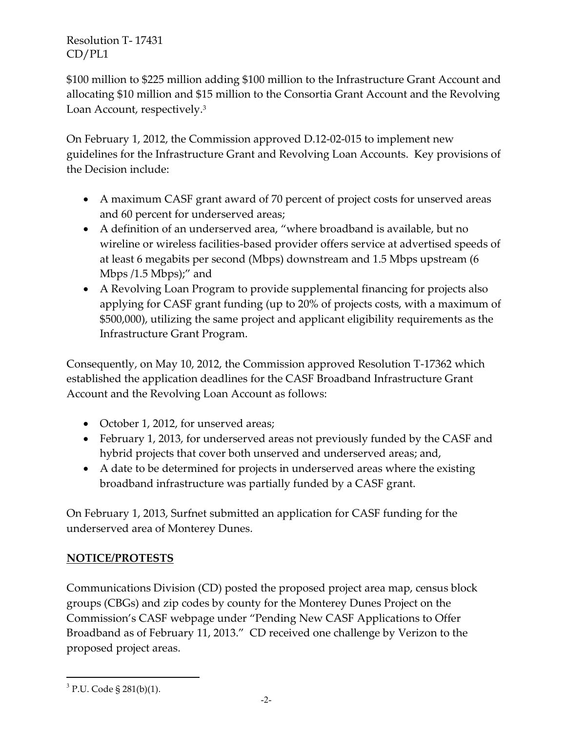$100 million to $225 million adding $100 million to the Infrastructure Grant Account and allocating $10 million and $15 million to the Consortia Grant Account and the Revolving Loan Account, respectively.[3]

On February 1, 2012, the Commission approved D.12-02-015 to implement new guidelines for the Infrastructure Grant and Revolving Loan Accounts. Key provisions of the Decision include:

- A maximum CASF grant award of 70 percent of project costs for unserved areas and 60 percent for underserved areas;
- A definition of an underserved area, "where broadband is available, but no wireline or wireless facilities-based provider offers service at advertised speeds of at least 6 megabits per second (Mbps) downstream and 1.5 Mbps upstream (6 Mbps /1.5 Mbps);" and
- A Revolving Loan Program to provide supplemental financing for projects also applying for CASF grant funding (up to 20% of projects costs, with a maximum of $500,000), utilizing the same project and applicant eligibility requirements as the Infrastructure Grant Program.

Consequently, on May 10, 2012, the Commission approved Resolution T-17362 which established the application deadlines for the CASF Broadband Infrastructure Grant Account and the Revolving Loan Account as follows:

- October 1, 2012, for unserved areas;
- February 1, 2013, for underserved areas not previously funded by the CASF and hybrid projects that cover both unserved and underserved areas; and,
- A date to be determined for projects in underserved areas where the existing broadband infrastructure was partially funded by a CASF grant.

On February 1, 2013, Surfnet submitted an application for CASF funding for the underserved area of Monterey Dunes.

## NOTICE/PROTESTS

Communications Division (CD) posted the proposed project area map, census block groups (CBGs) and zip codes by county for the Monterey Dunes Project on the Commission's CASF webpage under "Pending New CASF Applications to Offer Broadband as of February 11, 2013." CD received one challenge by Verizon to the proposed project areas.

[3] P.U. Code § 281(b)(1).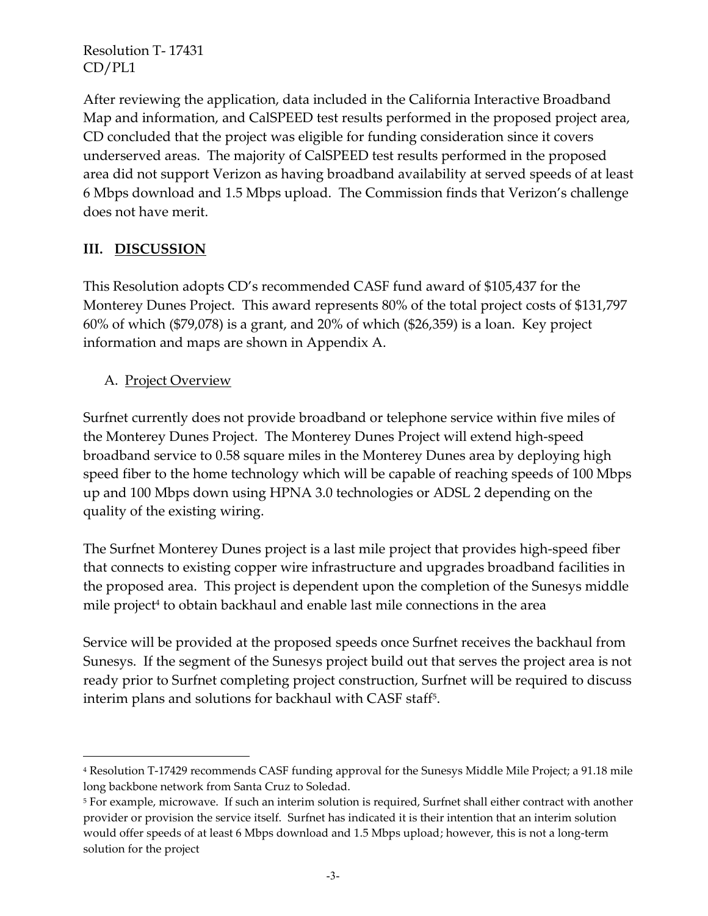After reviewing the application, data included in the California Interactive Broadband Map and information, and CalSPEED test results performed in the proposed project area, CD concluded that the project was eligible for funding consideration since it covers underserved areas. The majority of CalSPEED test results performed in the proposed area did not support Verizon as having broadband availability at served speeds of at least 6 Mbps download and 1.5 Mbps upload. The Commission finds that Verizon's challenge does not have merit.

## III. DISCUSSION

This Resolution adopts CD's recommended CASF fund award of $105,437 for the Monterey Dunes Project. This award represents 80% of the total project costs of $131,797 60% of which ($79,078) is a grant, and 20% of which ($26,359) is a loan. Key project information and maps are shown in Appendix A.

### A. Project Overview

Surfnet currently does not provide broadband or telephone service within five miles of the Monterey Dunes Project. The Monterey Dunes Project will extend high-speed broadband service to 0.58 square miles in the Monterey Dunes area by deploying high speed fiber to the home technology which will be capable of reaching speeds of 100 Mbps up and 100 Mbps down using HPNA 3.0 technologies or ADSL 2 depending on the quality of the existing wiring.

The Surfnet Monterey Dunes project is a last mile project that provides high-speed fiber that connects to existing copper wire infrastructure and upgrades broadband facilities in the proposed area. This project is dependent upon the completion of the Sunesys middle mile project[4] to obtain backhaul and enable last mile connections in the area

Service will be provided at the proposed speeds once Surfnet receives the backhaul from Sunesys. If the segment of the Sunesys project build out that serves the project area is not ready prior to Surfnet completing project construction, Surfnet will be required to discuss interim plans and solutions for backhaul with CASF staff[5].

[4] Resolution T-17429 recommends CASF funding approval for the Sunesys Middle Mile Project; a 91.18 mile long backbone network from Santa Cruz to Soledad.

[5] For example, microwave. If such an interim solution is required, Surfnet shall either contract with another provider or provision the service itself. Surfnet has indicated it is their intention that an interim solution would offer speeds of at least 6 Mbps download and 1.5 Mbps upload; however, this is not a long-term solution for the project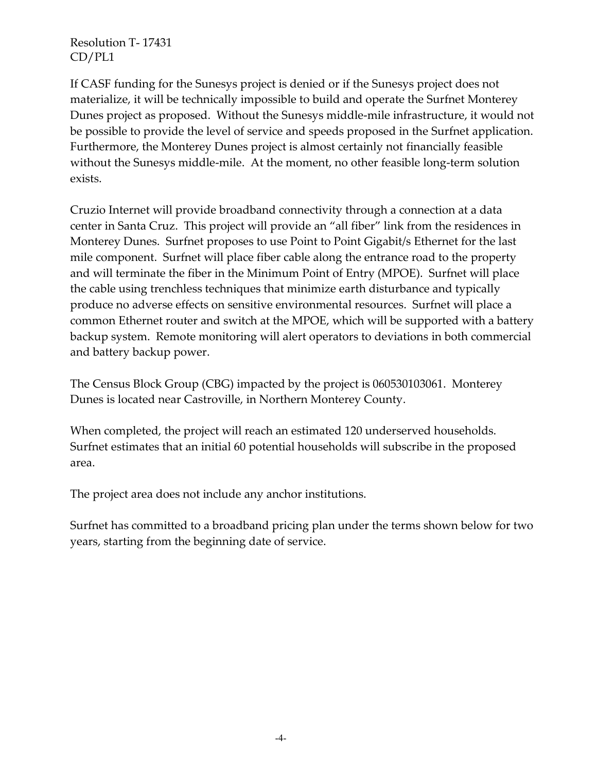If CASF funding for the Sunesys project is denied or if the Sunesys project does not materialize, it will be technically impossible to build and operate the Surfnet Monterey Dunes project as proposed. Without the Sunesys middle-mile infrastructure, it would not be possible to provide the level of service and speeds proposed in the Surfnet application. Furthermore, the Monterey Dunes project is almost certainly not financially feasible without the Sunesys middle-mile. At the moment, no other feasible long-term solution exists.

Cruzio Internet will provide broadband connectivity through a connection at a data center in Santa Cruz. This project will provide an "all fiber" link from the residences in Monterey Dunes. Surfnet proposes to use Point to Point Gigabit/s Ethernet for the last mile component. Surfnet will place fiber cable along the entrance road to the property and will terminate the fiber in the Minimum Point of Entry (MPOE). Surfnet will place the cable using trenchless techniques that minimize earth disturbance and typically produce no adverse effects on sensitive environmental resources. Surfnet will place a common Ethernet router and switch at the MPOE, which will be supported with a battery backup system. Remote monitoring will alert operators to deviations in both commercial and battery backup power.

The Census Block Group (CBG) impacted by the project is 060530103061. Monterey Dunes is located near Castroville, in Northern Monterey County.

When completed, the project will reach an estimated 120 underserved households. Surfnet estimates that an initial 60 potential households will subscribe in the proposed area.

The project area does not include any anchor institutions.

Surfnet has committed to a broadband pricing plan under the terms shown below for two years, starting from the beginning date of service.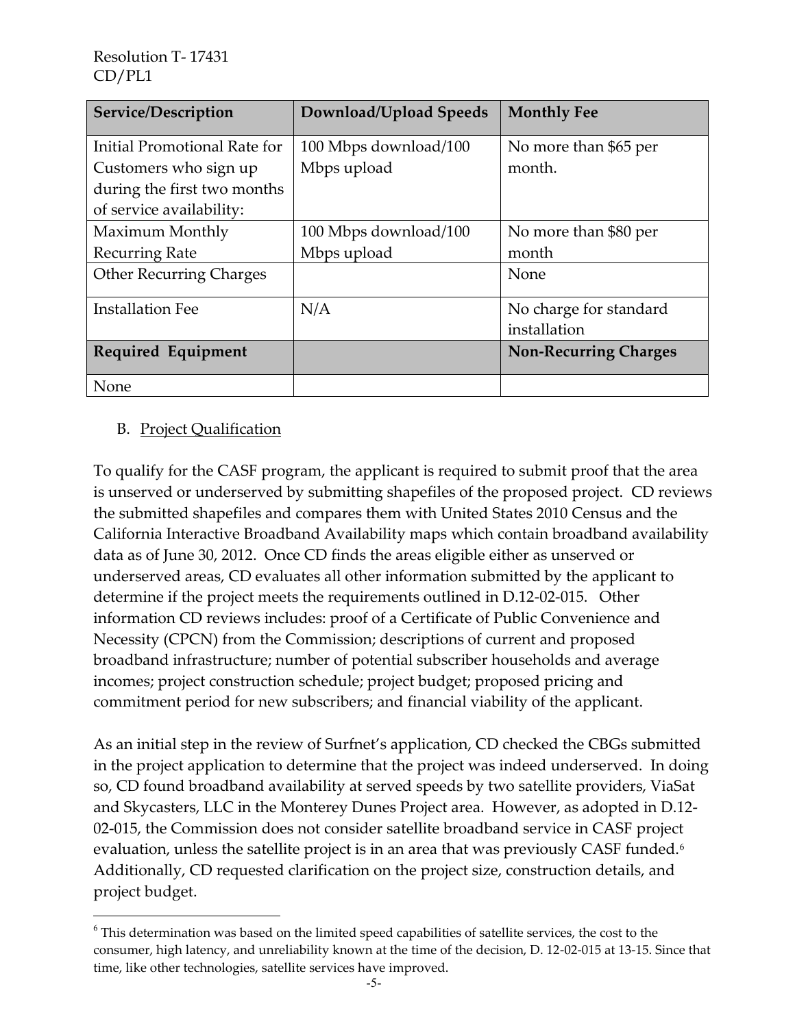| Service/Description | Download/Upload Speeds | Monthly Fee |
|---|---|---|
| Initial Promotional Rate for Customers who sign up during the first two months of service availability: | 100 Mbps download/100 Mbps upload | No more than $65 per month. |
| Maximum Monthly Recurring Rate | 100 Mbps download/100 Mbps upload | No more than $80 per month |
| Other Recurring Charges | | None |
| Installation Fee | N/A | No charge for standard installation |
| **Required Equipment** | | **Non-Recurring Charges** |
| None | | |

B. Project Qualification

To qualify for the CASF program, the applicant is required to submit proof that the area is unserved or underserved by submitting shapefiles of the proposed project. CD reviews the submitted shapefiles and compares them with United States 2010 Census and the California Interactive Broadband Availability maps which contain broadband availability data as of June 30, 2012. Once CD finds the areas eligible either as unserved or underserved areas, CD evaluates all other information submitted by the applicant to determine if the project meets the requirements outlined in D.12-02-015. Other information CD reviews includes: proof of a Certificate of Public Convenience and Necessity (CPCN) from the Commission; descriptions of current and proposed broadband infrastructure; number of potential subscriber households and average incomes; project construction schedule; project budget; proposed pricing and commitment period for new subscribers; and financial viability of the applicant.

As an initial step in the review of Surfnet's application, CD checked the CBGs submitted in the project application to determine that the project was indeed underserved. In doing so, CD found broadband availability at served speeds by two satellite providers, ViaSat and Skycasters, LLC in the Monterey Dunes Project area. However, as adopted in D.12-02-015, the Commission does not consider satellite broadband service in CASF project evaluation, unless the satellite project is in an area that was previously CASF funded.[6] Additionally, CD requested clarification on the project size, construction details, and project budget.

[6] This determination was based on the limited speed capabilities of satellite services, the cost to the consumer, high latency, and unreliability known at the time of the decision, D. 12-02-015 at 13-15. Since that time, like other technologies, satellite services have improved.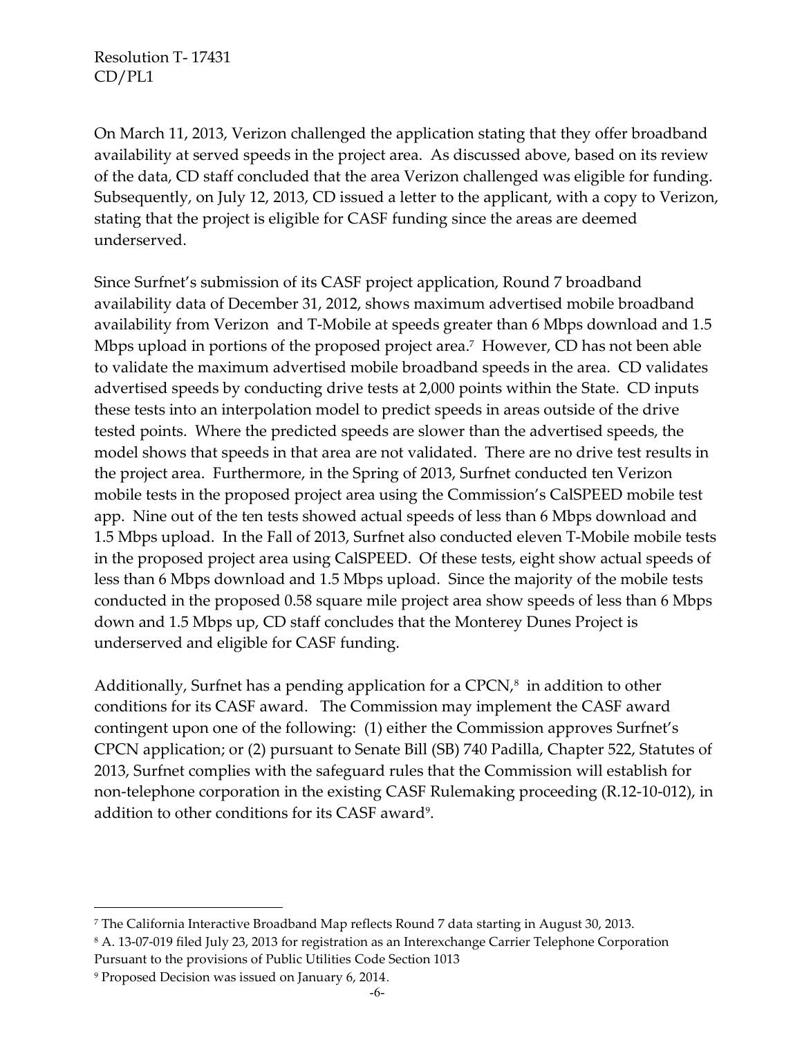On March 11, 2013, Verizon challenged the application stating that they offer broadband availability at served speeds in the project area. As discussed above, based on its review of the data, CD staff concluded that the area Verizon challenged was eligible for funding. Subsequently, on July 12, 2013, CD issued a letter to the applicant, with a copy to Verizon, stating that the project is eligible for CASF funding since the areas are deemed underserved.

Since Surfnet's submission of its CASF project application, Round 7 broadband availability data of December 31, 2012, shows maximum advertised mobile broadband availability from Verizon and T-Mobile at speeds greater than 6 Mbps download and 1.5 Mbps upload in portions of the proposed project area.[7] However, CD has not been able to validate the maximum advertised mobile broadband speeds in the area. CD validates advertised speeds by conducting drive tests at 2,000 points within the State. CD inputs these tests into an interpolation model to predict speeds in areas outside of the drive tested points. Where the predicted speeds are slower than the advertised speeds, the model shows that speeds in that area are not validated. There are no drive test results in the project area. Furthermore, in the Spring of 2013, Surfnet conducted ten Verizon mobile tests in the proposed project area using the Commission's CalSPEED mobile test app. Nine out of the ten tests showed actual speeds of less than 6 Mbps download and 1.5 Mbps upload. In the Fall of 2013, Surfnet also conducted eleven T-Mobile mobile tests in the proposed project area using CalSPEED. Of these tests, eight show actual speeds of less than 6 Mbps download and 1.5 Mbps upload. Since the majority of the mobile tests conducted in the proposed 0.58 square mile project area show speeds of less than 6 Mbps down and 1.5 Mbps up, CD staff concludes that the Monterey Dunes Project is underserved and eligible for CASF funding.

Additionally, Surfnet has a pending application for a CPCN,[8] in addition to other conditions for its CASF award. The Commission may implement the CASF award contingent upon one of the following: (1) either the Commission approves Surfnet's CPCN application; or (2) pursuant to Senate Bill (SB) 740 Padilla, Chapter 522, Statutes of 2013, Surfnet complies with the safeguard rules that the Commission will establish for non-telephone corporation in the existing CASF Rulemaking proceeding (R.12-10-012), in addition to other conditions for its CASF award[9].

---

[7] The California Interactive Broadband Map reflects Round 7 data starting in August 30, 2013.

[8] A. 13-07-019 filed July 23, 2013 for registration as an Interexchange Carrier Telephone Corporation Pursuant to the provisions of Public Utilities Code Section 1013

[9] Proposed Decision was issued on January 6, 2014.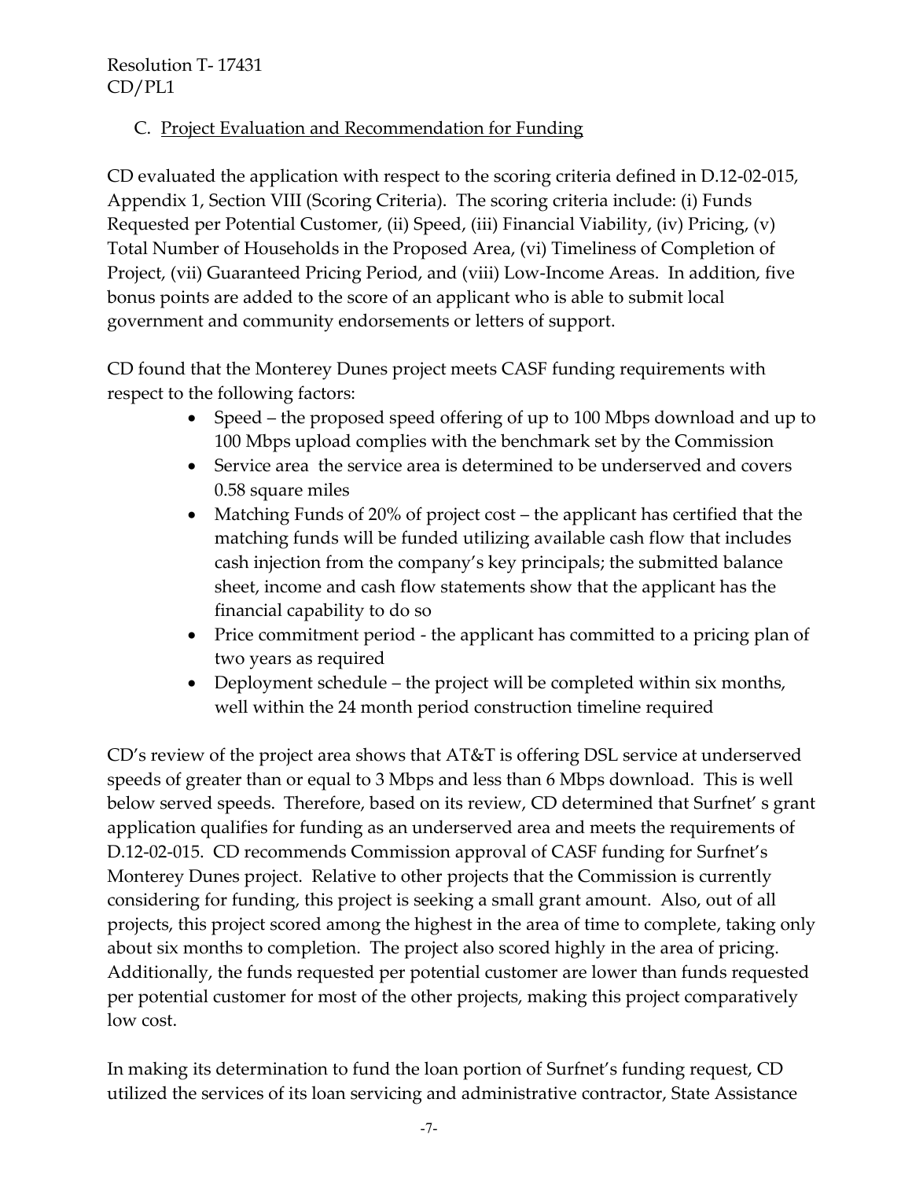C. Project Evaluation and Recommendation for Funding

CD evaluated the application with respect to the scoring criteria defined in D.12-02-015, Appendix 1, Section VIII (Scoring Criteria). The scoring criteria include: (i) Funds Requested per Potential Customer, (ii) Speed, (iii) Financial Viability, (iv) Pricing, (v) Total Number of Households in the Proposed Area, (vi) Timeliness of Completion of Project, (vii) Guaranteed Pricing Period, and (viii) Low-Income Areas. In addition, five bonus points are added to the score of an applicant who is able to submit local government and community endorsements or letters of support.

CD found that the Monterey Dunes project meets CASF funding requirements with respect to the following factors:

- Speed – the proposed speed offering of up to 100 Mbps download and up to 100 Mbps upload complies with the benchmark set by the Commission
- Service area the service area is determined to be underserved and covers 0.58 square miles
- Matching Funds of 20% of project cost – the applicant has certified that the matching funds will be funded utilizing available cash flow that includes cash injection from the company's key principals; the submitted balance sheet, income and cash flow statements show that the applicant has the financial capability to do so
- Price commitment period - the applicant has committed to a pricing plan of two years as required
- Deployment schedule – the project will be completed within six months, well within the 24 month period construction timeline required

CD's review of the project area shows that AT&T is offering DSL service at underserved speeds of greater than or equal to 3 Mbps and less than 6 Mbps download. This is well below served speeds. Therefore, based on its review, CD determined that Surfnet' s grant application qualifies for funding as an underserved area and meets the requirements of D.12-02-015. CD recommends Commission approval of CASF funding for Surfnet's Monterey Dunes project. Relative to other projects that the Commission is currently considering for funding, this project is seeking a small grant amount. Also, out of all projects, this project scored among the highest in the area of time to complete, taking only about six months to completion. The project also scored highly in the area of pricing. Additionally, the funds requested per potential customer are lower than funds requested per potential customer for most of the other projects, making this project comparatively low cost.

In making its determination to fund the loan portion of Surfnet's funding request, CD utilized the services of its loan servicing and administrative contractor, State Assistance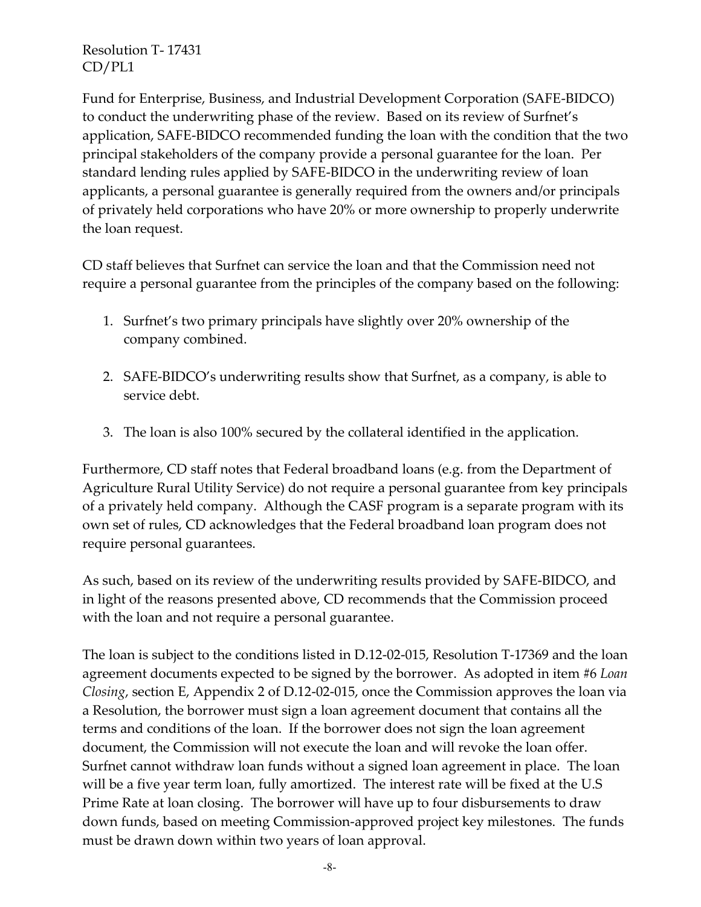Fund for Enterprise, Business, and Industrial Development Corporation (SAFE-BIDCO) to conduct the underwriting phase of the review. Based on its review of Surfnet's application, SAFE-BIDCO recommended funding the loan with the condition that the two principal stakeholders of the company provide a personal guarantee for the loan. Per standard lending rules applied by SAFE-BIDCO in the underwriting review of loan applicants, a personal guarantee is generally required from the owners and/or principals of privately held corporations who have 20% or more ownership to properly underwrite the loan request.

CD staff believes that Surfnet can service the loan and that the Commission need not require a personal guarantee from the principles of the company based on the following:

1. Surfnet's two primary principals have slightly over 20% ownership of the company combined.

2. SAFE-BIDCO's underwriting results show that Surfnet, as a company, is able to service debt.

3. The loan is also 100% secured by the collateral identified in the application.

Furthermore, CD staff notes that Federal broadband loans (e.g. from the Department of Agriculture Rural Utility Service) do not require a personal guarantee from key principals of a privately held company. Although the CASF program is a separate program with its own set of rules, CD acknowledges that the Federal broadband loan program does not require personal guarantees.

As such, based on its review of the underwriting results provided by SAFE-BIDCO, and in light of the reasons presented above, CD recommends that the Commission proceed with the loan and not require a personal guarantee.

The loan is subject to the conditions listed in D.12-02-015, Resolution T-17369 and the loan agreement documents expected to be signed by the borrower. As adopted in item #6 *Loan Closing*, section E, Appendix 2 of D.12-02-015, once the Commission approves the loan via a Resolution, the borrower must sign a loan agreement document that contains all the terms and conditions of the loan. If the borrower does not sign the loan agreement document, the Commission will not execute the loan and will revoke the loan offer. Surfnet cannot withdraw loan funds without a signed loan agreement in place. The loan will be a five year term loan, fully amortized. The interest rate will be fixed at the U.S Prime Rate at loan closing. The borrower will have up to four disbursements to draw down funds, based on meeting Commission-approved project key milestones. The funds must be drawn down within two years of loan approval.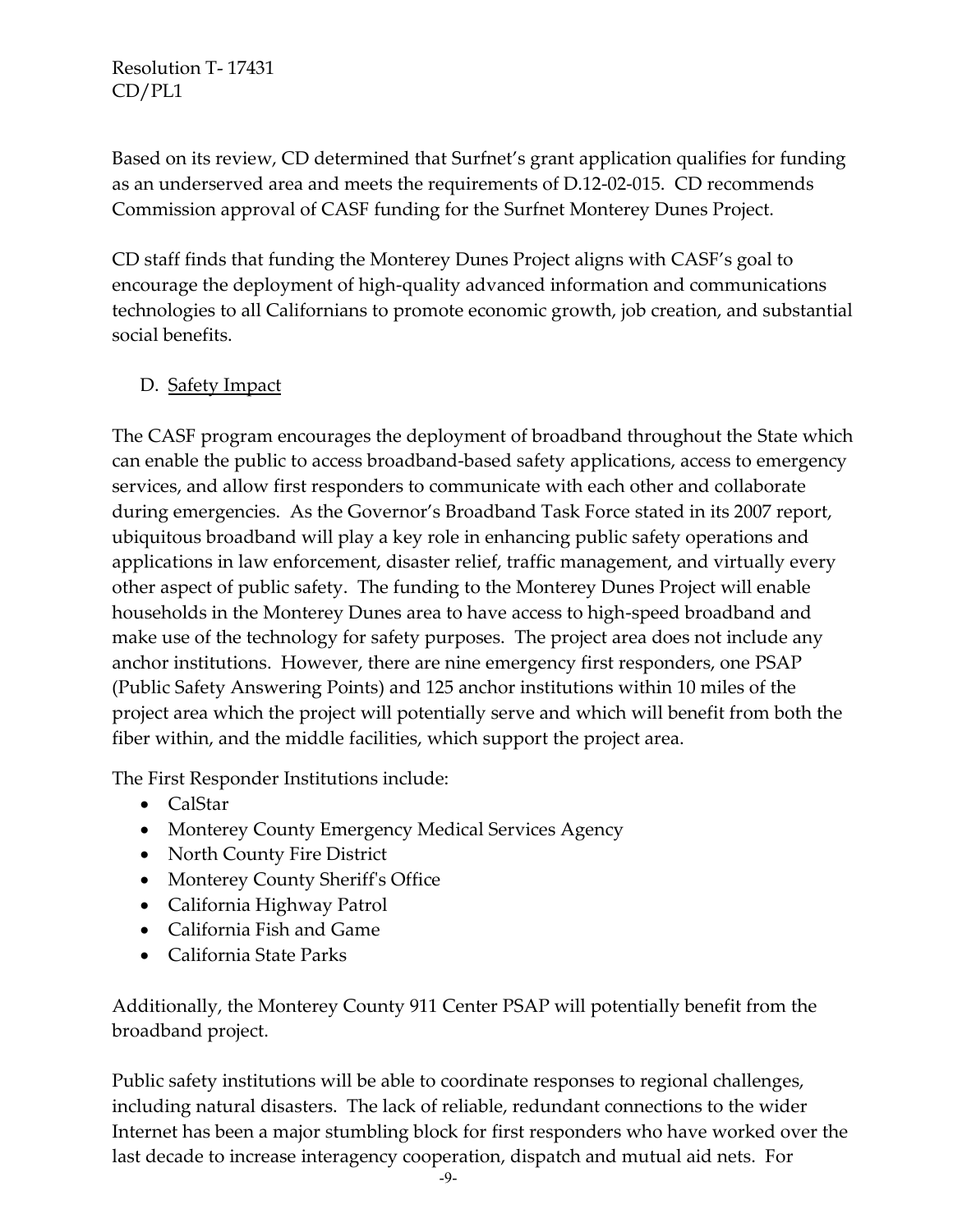Based on its review, CD determined that Surfnet's grant application qualifies for funding as an underserved area and meets the requirements of D.12-02-015. CD recommends Commission approval of CASF funding for the Surfnet Monterey Dunes Project.

CD staff finds that funding the Monterey Dunes Project aligns with CASF's goal to encourage the deployment of high-quality advanced information and communications technologies to all Californians to promote economic growth, job creation, and substantial social benefits.

D. Safety Impact

The CASF program encourages the deployment of broadband throughout the State which can enable the public to access broadband-based safety applications, access to emergency services, and allow first responders to communicate with each other and collaborate during emergencies. As the Governor's Broadband Task Force stated in its 2007 report, ubiquitous broadband will play a key role in enhancing public safety operations and applications in law enforcement, disaster relief, traffic management, and virtually every other aspect of public safety. The funding to the Monterey Dunes Project will enable households in the Monterey Dunes area to have access to high-speed broadband and make use of the technology for safety purposes. The project area does not include any anchor institutions. However, there are nine emergency first responders, one PSAP (Public Safety Answering Points) and 125 anchor institutions within 10 miles of the project area which the project will potentially serve and which will benefit from both the fiber within, and the middle facilities, which support the project area.

The First Responder Institutions include:

- CalStar
- Monterey County Emergency Medical Services Agency
- North County Fire District
- Monterey County Sheriff's Office
- California Highway Patrol
- California Fish and Game
- California State Parks

Additionally, the Monterey County 911 Center PSAP will potentially benefit from the broadband project.

Public safety institutions will be able to coordinate responses to regional challenges, including natural disasters. The lack of reliable, redundant connections to the wider Internet has been a major stumbling block for first responders who have worked over the last decade to increase interagency cooperation, dispatch and mutual aid nets. For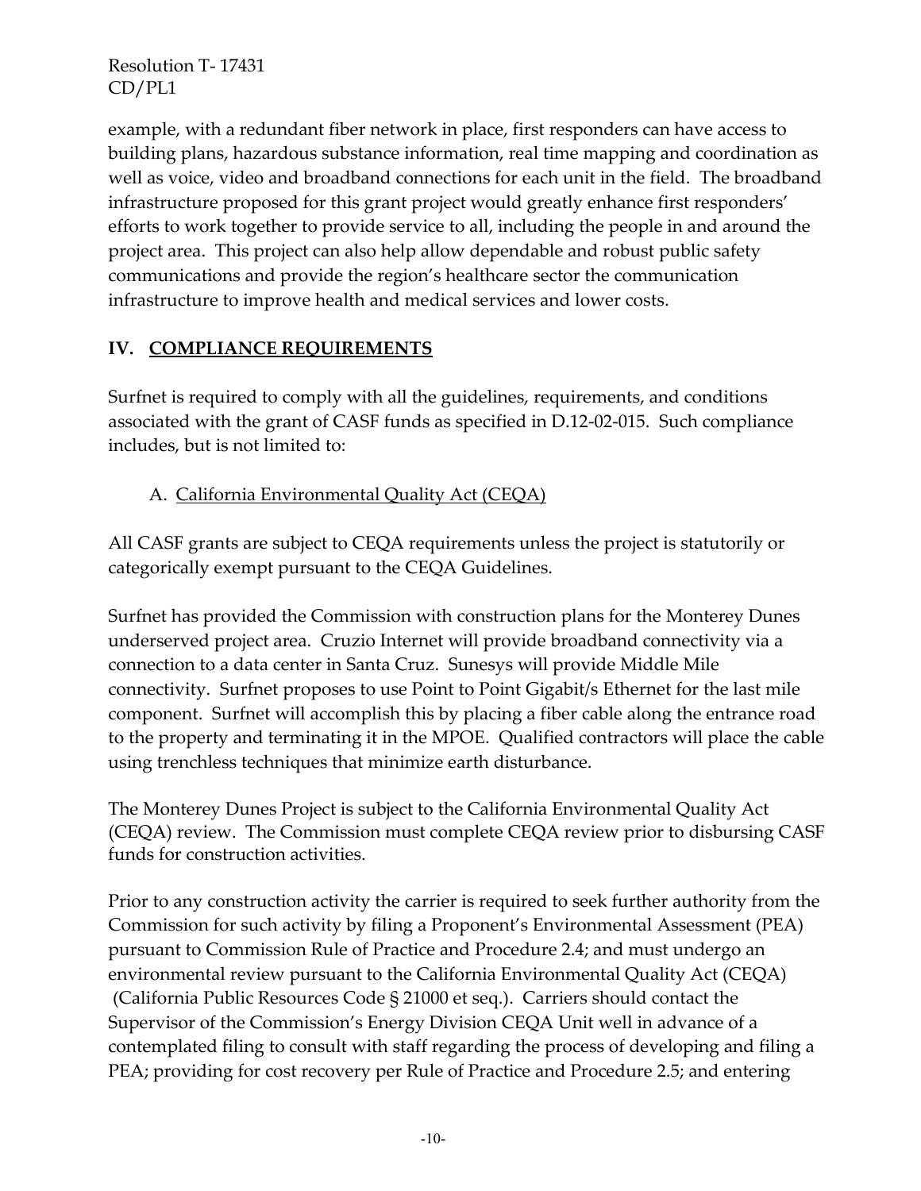example, with a redundant fiber network in place, first responders can have access to building plans, hazardous substance information, real time mapping and coordination as well as voice, video and broadband connections for each unit in the field. The broadband infrastructure proposed for this grant project would greatly enhance first responders' efforts to work together to provide service to all, including the people in and around the project area. This project can also help allow dependable and robust public safety communications and provide the region's healthcare sector the communication infrastructure to improve health and medical services and lower costs.

## IV. COMPLIANCE REQUIREMENTS

Surfnet is required to comply with all the guidelines, requirements, and conditions associated with the grant of CASF funds as specified in D.12-02-015. Such compliance includes, but is not limited to:

### A. California Environmental Quality Act (CEQA)

All CASF grants are subject to CEQA requirements unless the project is statutorily or categorically exempt pursuant to the CEQA Guidelines.

Surfnet has provided the Commission with construction plans for the Monterey Dunes underserved project area. Cruzio Internet will provide broadband connectivity via a connection to a data center in Santa Cruz. Sunesys will provide Middle Mile connectivity. Surfnet proposes to use Point to Point Gigabit/s Ethernet for the last mile component. Surfnet will accomplish this by placing a fiber cable along the entrance road to the property and terminating it in the MPOE. Qualified contractors will place the cable using trenchless techniques that minimize earth disturbance.

The Monterey Dunes Project is subject to the California Environmental Quality Act (CEQA) review. The Commission must complete CEQA review prior to disbursing CASF funds for construction activities.

Prior to any construction activity the carrier is required to seek further authority from the Commission for such activity by filing a Proponent's Environmental Assessment (PEA) pursuant to Commission Rule of Practice and Procedure 2.4; and must undergo an environmental review pursuant to the California Environmental Quality Act (CEQA) (California Public Resources Code § 21000 et seq.). Carriers should contact the Supervisor of the Commission's Energy Division CEQA Unit well in advance of a contemplated filing to consult with staff regarding the process of developing and filing a PEA; providing for cost recovery per Rule of Practice and Procedure 2.5; and entering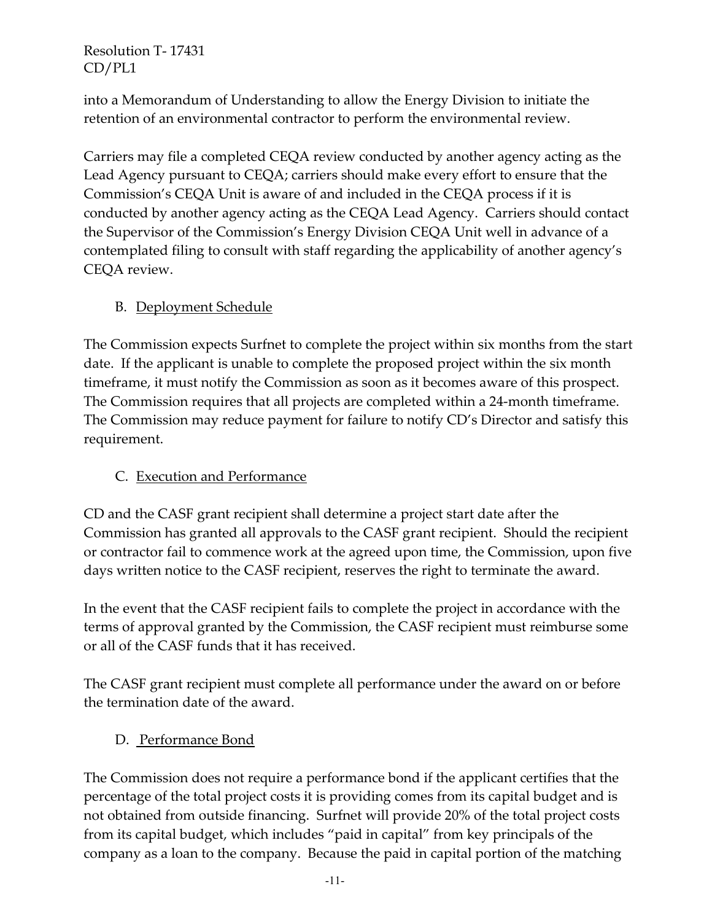into a Memorandum of Understanding to allow the Energy Division to initiate the retention of an environmental contractor to perform the environmental review.

Carriers may file a completed CEQA review conducted by another agency acting as the Lead Agency pursuant to CEQA; carriers should make every effort to ensure that the Commission's CEQA Unit is aware of and included in the CEQA process if it is conducted by another agency acting as the CEQA Lead Agency. Carriers should contact the Supervisor of the Commission's Energy Division CEQA Unit well in advance of a contemplated filing to consult with staff regarding the applicability of another agency's CEQA review.

### B. Deployment Schedule

The Commission expects Surfnet to complete the project within six months from the start date. If the applicant is unable to complete the proposed project within the six month timeframe, it must notify the Commission as soon as it becomes aware of this prospect. The Commission requires that all projects are completed within a 24-month timeframe. The Commission may reduce payment for failure to notify CD's Director and satisfy this requirement.

### C. Execution and Performance

CD and the CASF grant recipient shall determine a project start date after the Commission has granted all approvals to the CASF grant recipient. Should the recipient or contractor fail to commence work at the agreed upon time, the Commission, upon five days written notice to the CASF recipient, reserves the right to terminate the award.

In the event that the CASF recipient fails to complete the project in accordance with the terms of approval granted by the Commission, the CASF recipient must reimburse some or all of the CASF funds that it has received.

The CASF grant recipient must complete all performance under the award on or before the termination date of the award.

### D. Performance Bond

The Commission does not require a performance bond if the applicant certifies that the percentage of the total project costs it is providing comes from its capital budget and is not obtained from outside financing. Surfnet will provide 20% of the total project costs from its capital budget, which includes "paid in capital" from key principals of the company as a loan to the company. Because the paid in capital portion of the matching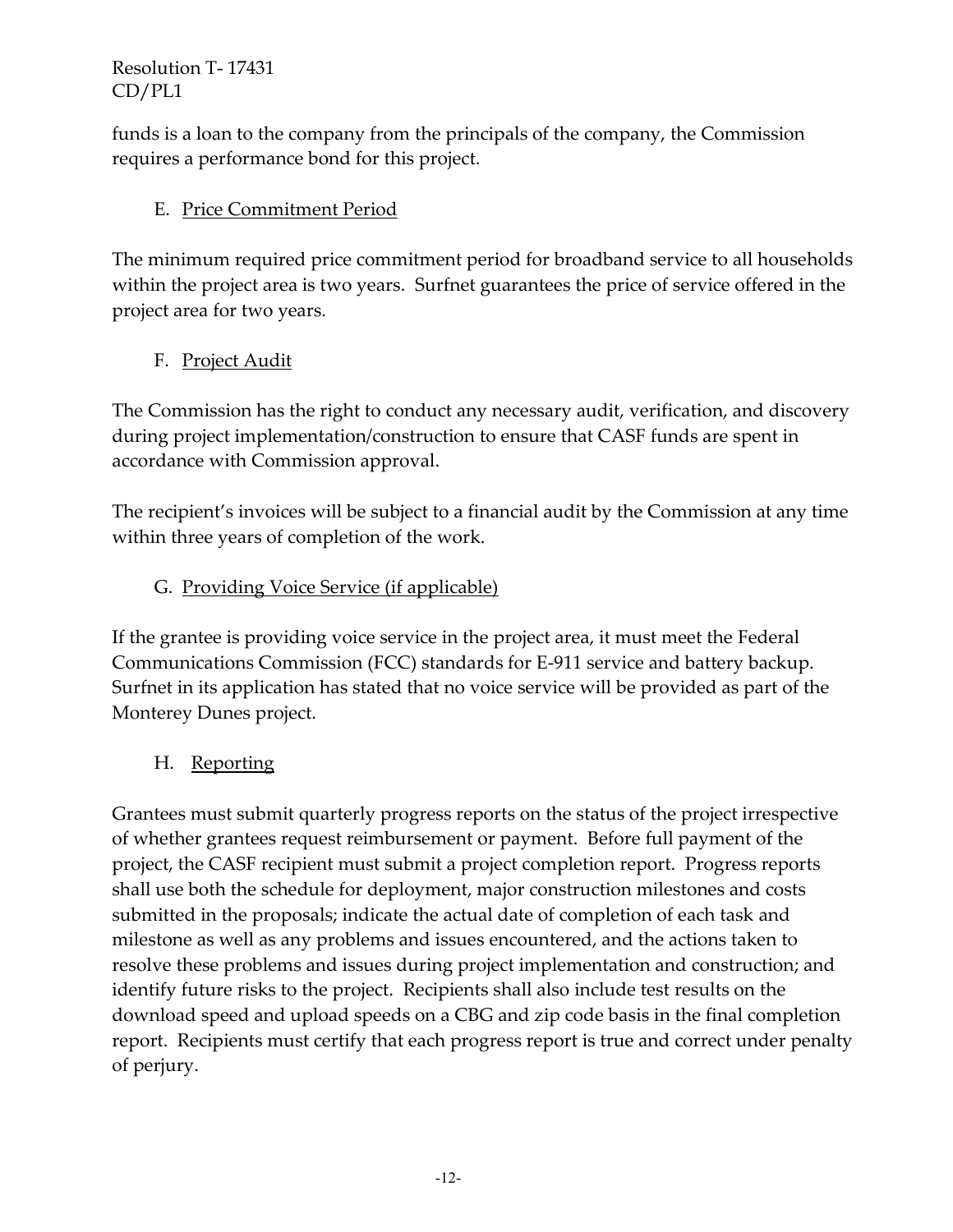funds is a loan to the company from the principals of the company, the Commission requires a performance bond for this project.

### E. Price Commitment Period

The minimum required price commitment period for broadband service to all households within the project area is two years. Surfnet guarantees the price of service offered in the project area for two years.

### F. Project Audit

The Commission has the right to conduct any necessary audit, verification, and discovery during project implementation/construction to ensure that CASF funds are spent in accordance with Commission approval.

The recipient's invoices will be subject to a financial audit by the Commission at any time within three years of completion of the work.

### G. Providing Voice Service (if applicable)

If the grantee is providing voice service in the project area, it must meet the Federal Communications Commission (FCC) standards for E-911 service and battery backup. Surfnet in its application has stated that no voice service will be provided as part of the Monterey Dunes project.

### H. Reporting

Grantees must submit quarterly progress reports on the status of the project irrespective of whether grantees request reimbursement or payment. Before full payment of the project, the CASF recipient must submit a project completion report. Progress reports shall use both the schedule for deployment, major construction milestones and costs submitted in the proposals; indicate the actual date of completion of each task and milestone as well as any problems and issues encountered, and the actions taken to resolve these problems and issues during project implementation and construction; and identify future risks to the project. Recipients shall also include test results on the download speed and upload speeds on a CBG and zip code basis in the final completion report. Recipients must certify that each progress report is true and correct under penalty of perjury.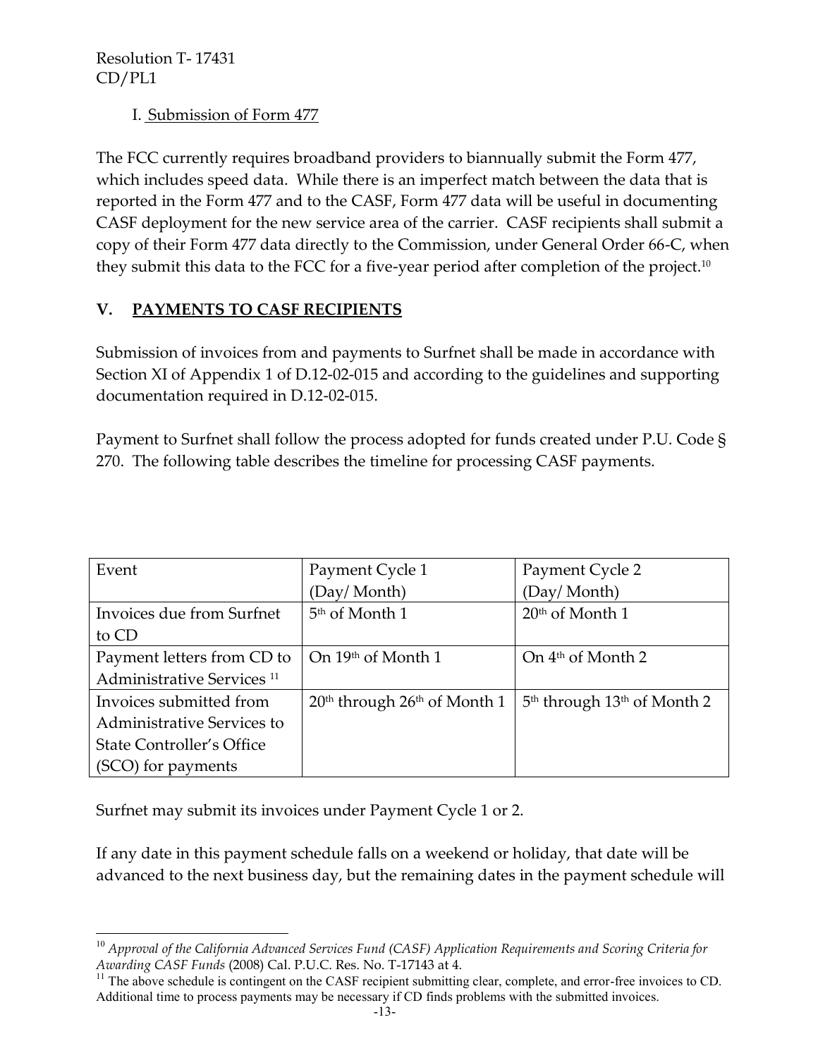I. Submission of Form 477

The FCC currently requires broadband providers to biannually submit the Form 477, which includes speed data. While there is an imperfect match between the data that is reported in the Form 477 and to the CASF, Form 477 data will be useful in documenting CASF deployment for the new service area of the carrier. CASF recipients shall submit a copy of their Form 477 data directly to the Commission, under General Order 66-C, when they submit this data to the FCC for a five-year period after completion of the project.[10]

## V. PAYMENTS TO CASF RECIPIENTS

Submission of invoices from and payments to Surfnet shall be made in accordance with Section XI of Appendix 1 of D.12-02-015 and according to the guidelines and supporting documentation required in D.12-02-015.

Payment to Surfnet shall follow the process adopted for funds created under P.U. Code § 270. The following table describes the timeline for processing CASF payments.

| Event | Payment Cycle 1 (Day/ Month) | Payment Cycle 2 (Day/ Month) |
|---|---|---|
| Invoices due from Surfnet to CD | 5th of Month 1 | 20th of Month 1 |
| Payment letters from CD to Administrative Services [11] | On 19th of Month 1 | On 4th of Month 2 |
| Invoices submitted from Administrative Services to State Controller's Office (SCO) for payments | 20th through 26th of Month 1 | 5th through 13th of Month 2 |

Surfnet may submit its invoices under Payment Cycle 1 or 2.

If any date in this payment schedule falls on a weekend or holiday, that date will be advanced to the next business day, but the remaining dates in the payment schedule will

---

[10] *Approval of the California Advanced Services Fund (CASF) Application Requirements and Scoring Criteria for Awarding CASF Funds* (2008) Cal. P.U.C. Res. No. T-17143 at 4.

[11] The above schedule is contingent on the CASF recipient submitting clear, complete, and error-free invoices to CD. Additional time to process payments may be necessary if CD finds problems with the submitted invoices.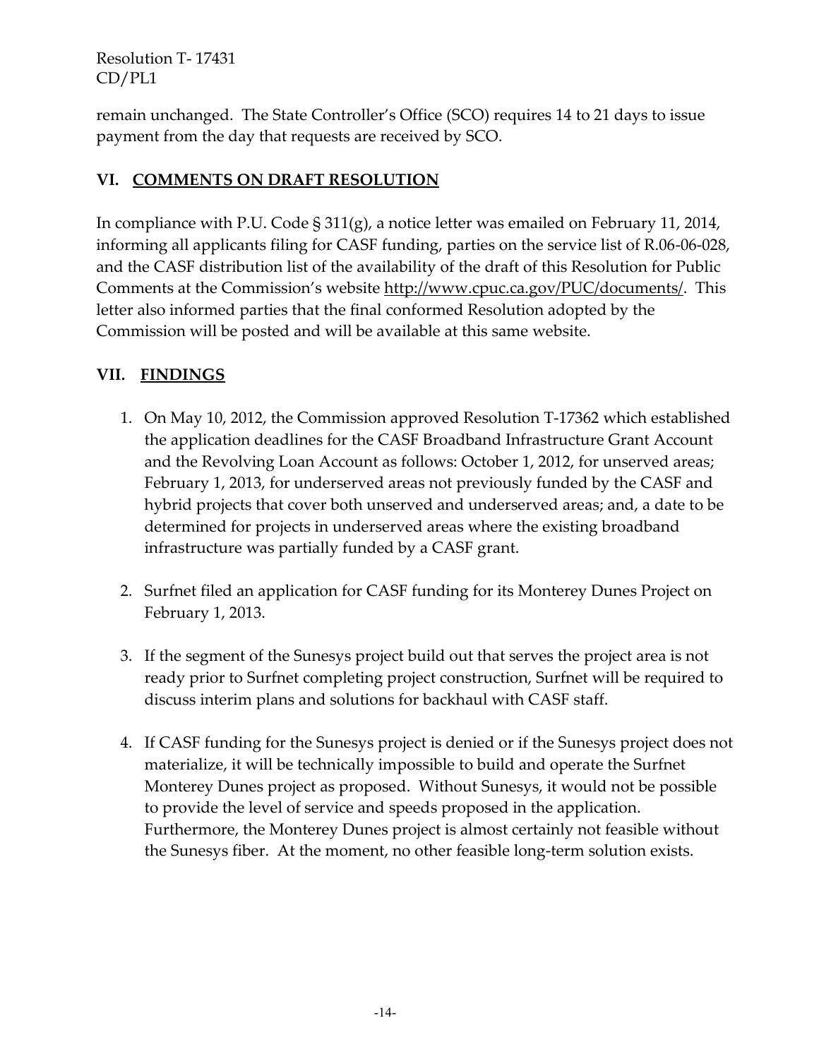remain unchanged. The State Controller's Office (SCO) requires 14 to 21 days to issue payment from the day that requests are received by SCO.

## VI. COMMENTS ON DRAFT RESOLUTION

In compliance with P.U. Code § 311(g), a notice letter was emailed on February 11, 2014, informing all applicants filing for CASF funding, parties on the service list of R.06-06-028, and the CASF distribution list of the availability of the draft of this Resolution for Public Comments at the Commission's website http://www.cpuc.ca.gov/PUC/documents/. This letter also informed parties that the final conformed Resolution adopted by the Commission will be posted and will be available at this same website.

## VII. FINDINGS

1. On May 10, 2012, the Commission approved Resolution T-17362 which established the application deadlines for the CASF Broadband Infrastructure Grant Account and the Revolving Loan Account as follows: October 1, 2012, for unserved areas; February 1, 2013, for underserved areas not previously funded by the CASF and hybrid projects that cover both unserved and underserved areas; and, a date to be determined for projects in underserved areas where the existing broadband infrastructure was partially funded by a CASF grant.

2. Surfnet filed an application for CASF funding for its Monterey Dunes Project on February 1, 2013.

3. If the segment of the Sunesys project build out that serves the project area is not ready prior to Surfnet completing project construction, Surfnet will be required to discuss interim plans and solutions for backhaul with CASF staff.

4. If CASF funding for the Sunesys project is denied or if the Sunesys project does not materialize, it will be technically impossible to build and operate the Surfnet Monterey Dunes project as proposed. Without Sunesys, it would not be possible to provide the level of service and speeds proposed in the application. Furthermore, the Monterey Dunes project is almost certainly not feasible without the Sunesys fiber. At the moment, no other feasible long-term solution exists.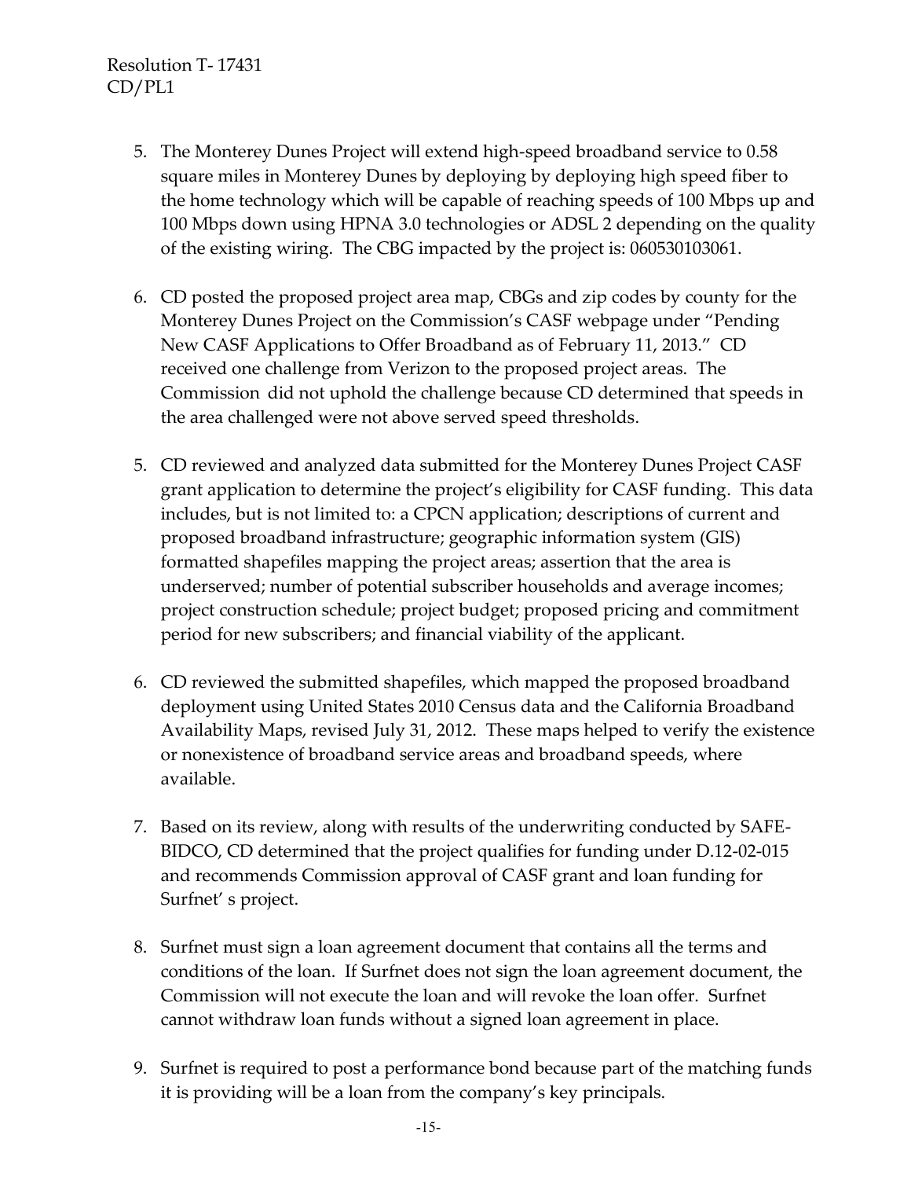5. The Monterey Dunes Project will extend high-speed broadband service to 0.58 square miles in Monterey Dunes by deploying by deploying high speed fiber to the home technology which will be capable of reaching speeds of 100 Mbps up and 100 Mbps down using HPNA 3.0 technologies or ADSL 2 depending on the quality of the existing wiring. The CBG impacted by the project is: 060530103061.

6. CD posted the proposed project area map, CBGs and zip codes by county for the Monterey Dunes Project on the Commission's CASF webpage under "Pending New CASF Applications to Offer Broadband as of February 11, 2013." CD received one challenge from Verizon to the proposed project areas. The Commission did not uphold the challenge because CD determined that speeds in the area challenged were not above served speed thresholds.

5. CD reviewed and analyzed data submitted for the Monterey Dunes Project CASF grant application to determine the project's eligibility for CASF funding. This data includes, but is not limited to: a CPCN application; descriptions of current and proposed broadband infrastructure; geographic information system (GIS) formatted shapefiles mapping the project areas; assertion that the area is underserved; number of potential subscriber households and average incomes; project construction schedule; project budget; proposed pricing and commitment period for new subscribers; and financial viability of the applicant.

6. CD reviewed the submitted shapefiles, which mapped the proposed broadband deployment using United States 2010 Census data and the California Broadband Availability Maps, revised July 31, 2012. These maps helped to verify the existence or nonexistence of broadband service areas and broadband speeds, where available.

7. Based on its review, along with results of the underwriting conducted by SAFE-BIDCO, CD determined that the project qualifies for funding under D.12-02-015 and recommends Commission approval of CASF grant and loan funding for Surfnet' s project.

8. Surfnet must sign a loan agreement document that contains all the terms and conditions of the loan. If Surfnet does not sign the loan agreement document, the Commission will not execute the loan and will revoke the loan offer. Surfnet cannot withdraw loan funds without a signed loan agreement in place.

9. Surfnet is required to post a performance bond because part of the matching funds it is providing will be a loan from the company's key principals.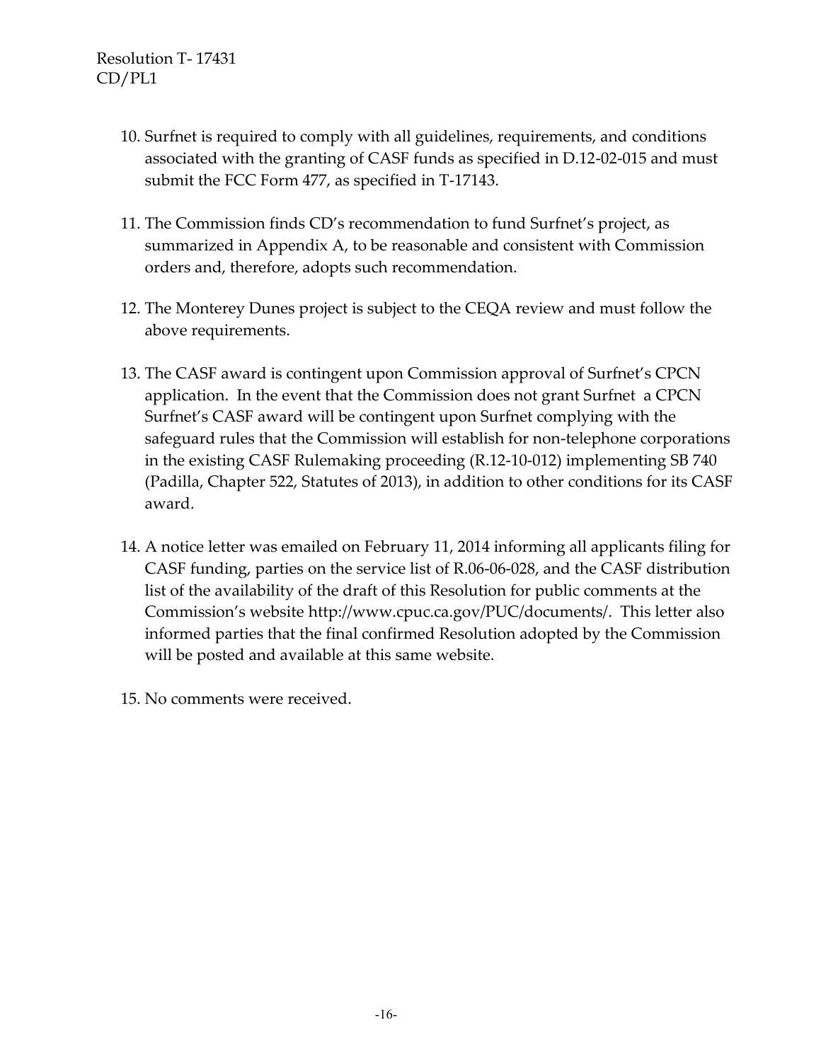10. Surfnet is required to comply with all guidelines, requirements, and conditions associated with the granting of CASF funds as specified in D.12-02-015 and must submit the FCC Form 477, as specified in T-17143.

11. The Commission finds CD's recommendation to fund Surfnet's project, as summarized in Appendix A, to be reasonable and consistent with Commission orders and, therefore, adopts such recommendation.

12. The Monterey Dunes project is subject to the CEQA review and must follow the above requirements.

13. The CASF award is contingent upon Commission approval of Surfnet's CPCN application. In the event that the Commission does not grant Surfnet a CPCN Surfnet's CASF award will be contingent upon Surfnet complying with the safeguard rules that the Commission will establish for non-telephone corporations in the existing CASF Rulemaking proceeding (R.12-10-012) implementing SB 740 (Padilla, Chapter 522, Statutes of 2013), in addition to other conditions for its CASF award.

14. A notice letter was emailed on February 11, 2014 informing all applicants filing for CASF funding, parties on the service list of R.06-06-028, and the CASF distribution list of the availability of the draft of this Resolution for public comments at the Commission's website http://www.cpuc.ca.gov/PUC/documents/. This letter also informed parties that the final confirmed Resolution adopted by the Commission will be posted and available at this same website.

15. No comments were received.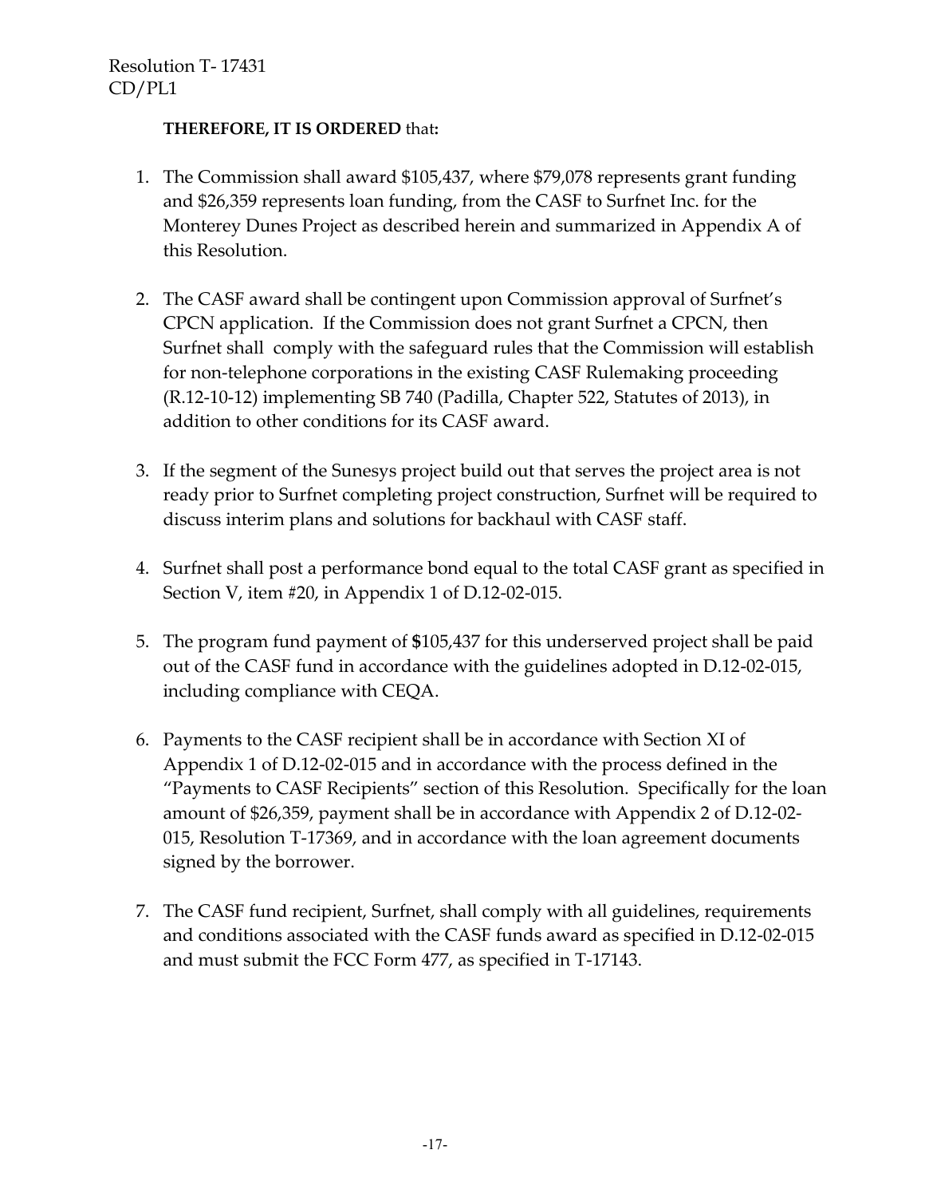**THEREFORE, IT IS ORDERED** that**:**

1. The Commission shall award $105,437, where $79,078 represents grant funding and $26,359 represents loan funding, from the CASF to Surfnet Inc. for the Monterey Dunes Project as described herein and summarized in Appendix A of this Resolution.

2. The CASF award shall be contingent upon Commission approval of Surfnet's CPCN application. If the Commission does not grant Surfnet a CPCN, then Surfnet shall comply with the safeguard rules that the Commission will establish for non-telephone corporations in the existing CASF Rulemaking proceeding (R.12-10-12) implementing SB 740 (Padilla, Chapter 522, Statutes of 2013), in addition to other conditions for its CASF award.

3. If the segment of the Sunesys project build out that serves the project area is not ready prior to Surfnet completing project construction, Surfnet will be required to discuss interim plans and solutions for backhaul with CASF staff.

4. Surfnet shall post a performance bond equal to the total CASF grant as specified in Section V, item #20, in Appendix 1 of D.12-02-015.

5. The program fund payment of **$**105,437 for this underserved project shall be paid out of the CASF fund in accordance with the guidelines adopted in D.12-02-015, including compliance with CEQA.

6. Payments to the CASF recipient shall be in accordance with Section XI of Appendix 1 of D.12-02-015 and in accordance with the process defined in the "Payments to CASF Recipients" section of this Resolution. Specifically for the loan amount of $26,359, payment shall be in accordance with Appendix 2 of D.12-02-015, Resolution T-17369, and in accordance with the loan agreement documents signed by the borrower.

7. The CASF fund recipient, Surfnet, shall comply with all guidelines, requirements and conditions associated with the CASF funds award as specified in D.12-02-015 and must submit the FCC Form 477, as specified in T-17143.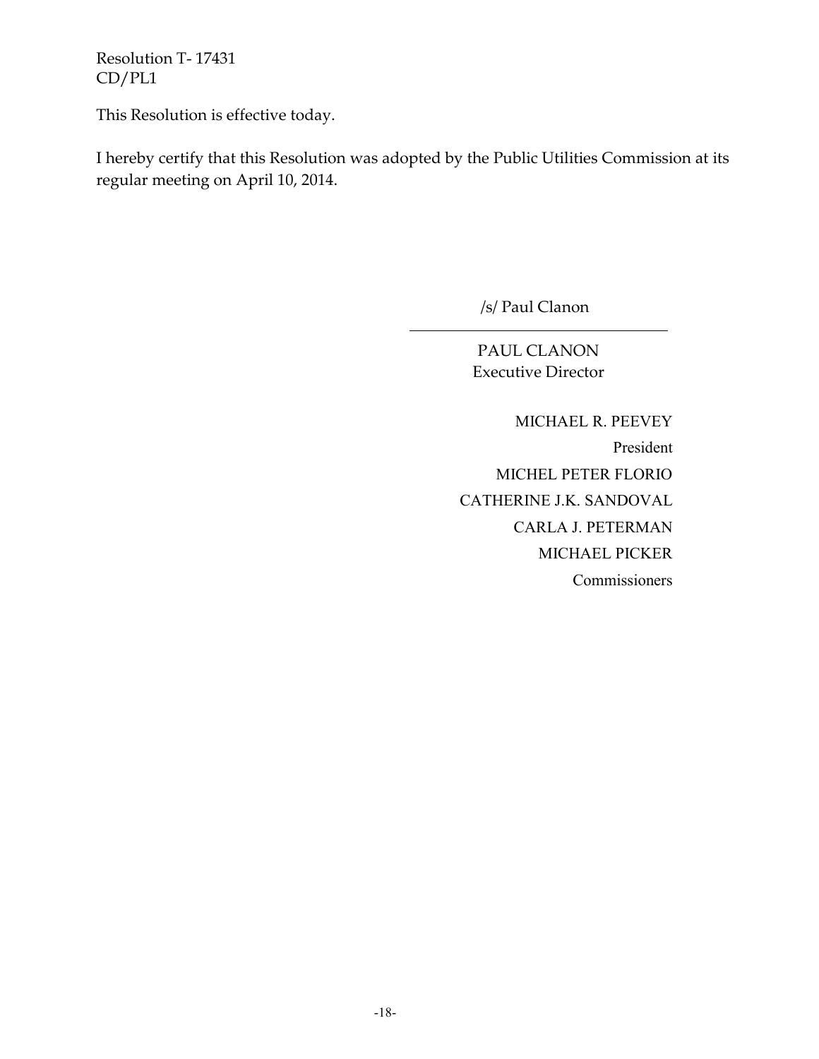This Resolution is effective today.

I hereby certify that this Resolution was adopted by the Public Utilities Commission at its regular meeting on April 10, 2014.

/s/ Paul Clanon

PAUL CLANON
Executive Director

MICHAEL R. PEEVEY
President
MICHEL PETER FLORIO
CATHERINE J.K. SANDOVAL
CARLA J. PETERMAN
MICHAEL PICKER
Commissioners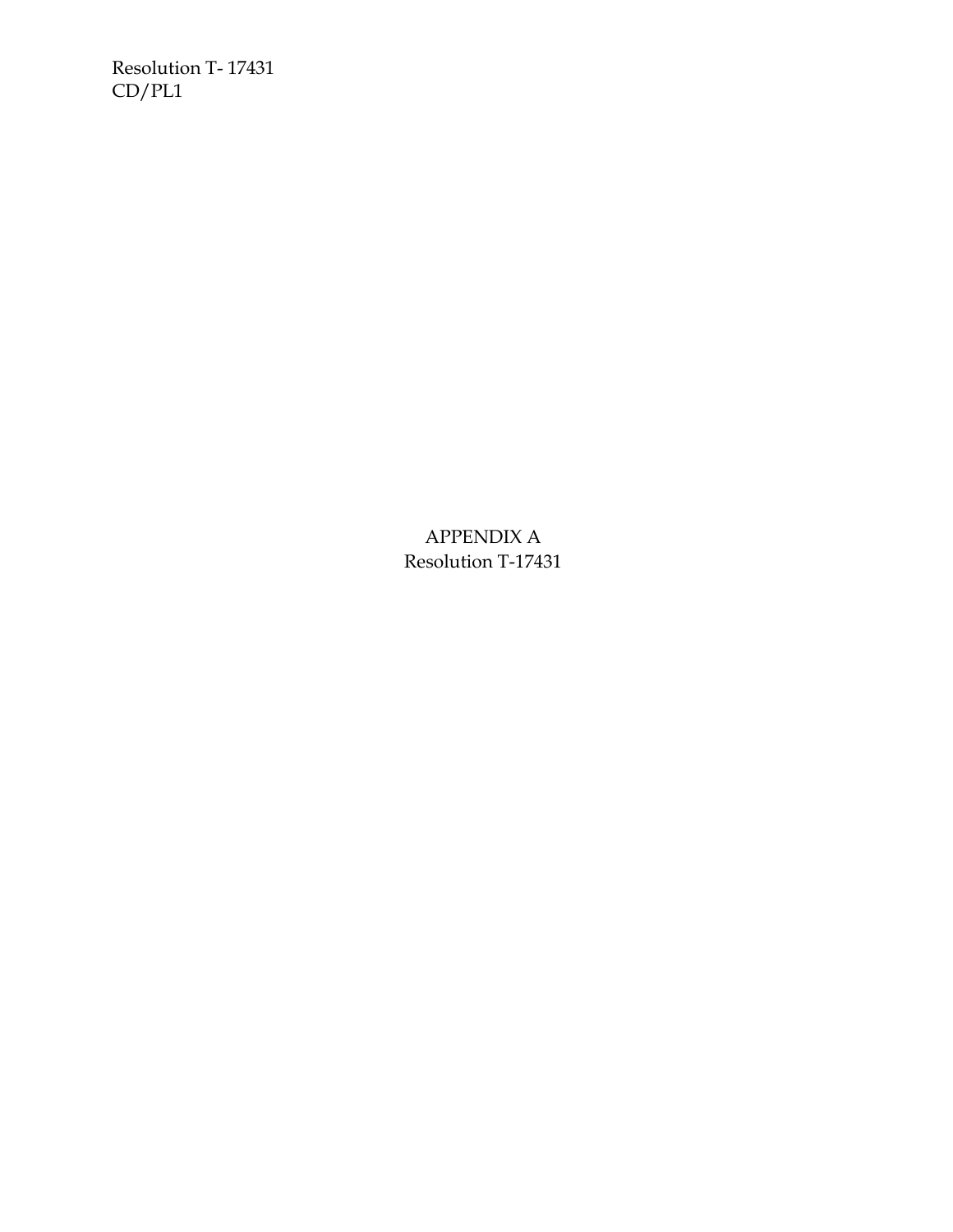APPENDIX A
Resolution T-17431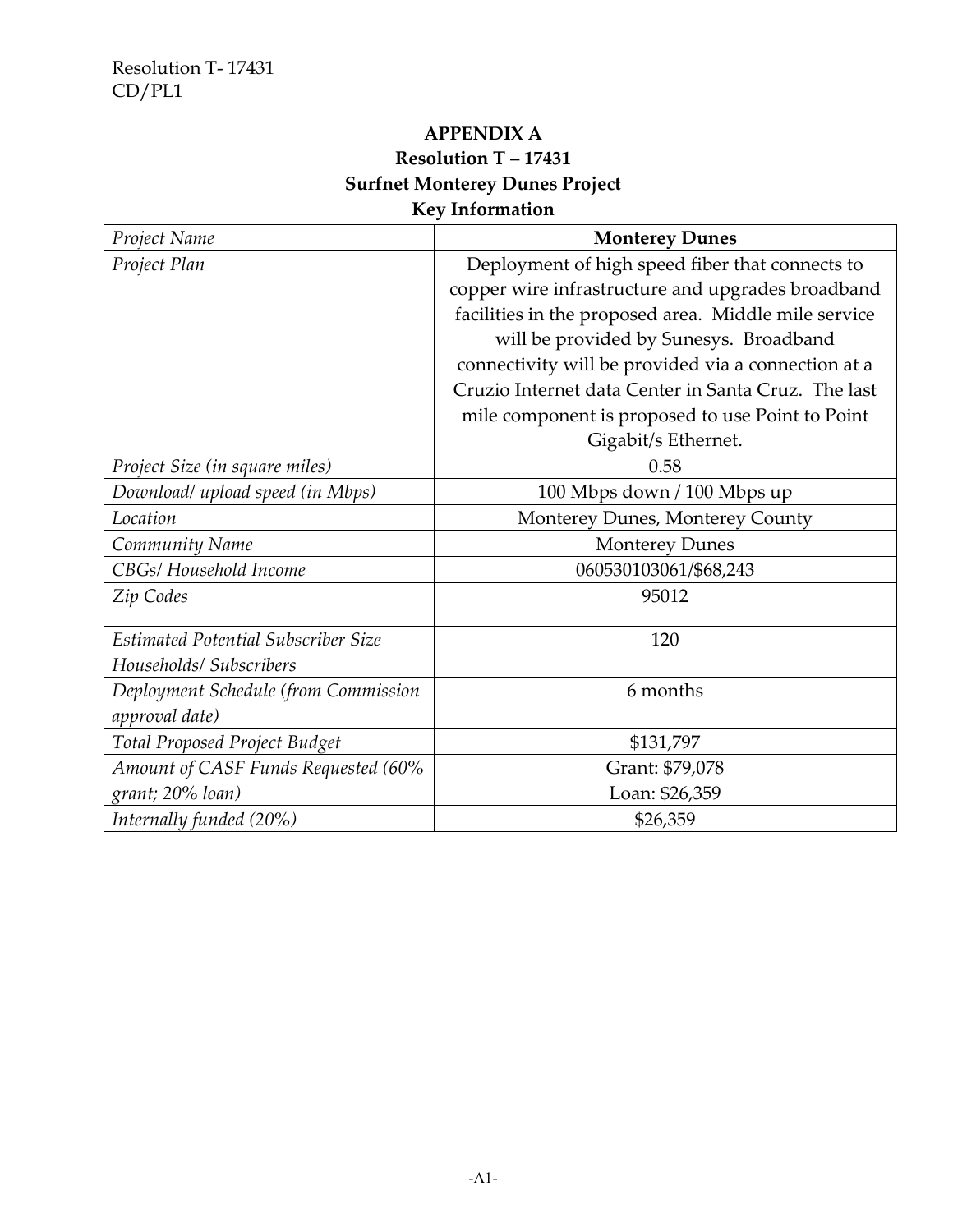## APPENDIX A

### Resolution T – 17431

### Surfnet Monterey Dunes Project

### Key Information

| *Project Name* | **Monterey Dunes** |
|---|---|
| *Project Plan* | Deployment of high speed fiber that connects to copper wire infrastructure and upgrades broadband facilities in the proposed area. Middle mile service will be provided by Sunesys. Broadband connectivity will be provided via a connection at a Cruzio Internet data Center in Santa Cruz. The last mile component is proposed to use Point to Point Gigabit/s Ethernet. |
| *Project Size (in square miles)* | 0.58 |
| *Download/ upload speed (in Mbps)* | 100 Mbps down / 100 Mbps up |
| *Location* | Monterey Dunes, Monterey County |
| *Community Name* | Monterey Dunes |
| *CBGs/ Household Income* | 060530103061/$68,243 |
| *Zip Codes* | 95012 |
| *Estimated Potential Subscriber Size Households/ Subscribers* | 120 |
| *Deployment Schedule (from Commission approval date)* | 6 months |
| *Total Proposed Project Budget* | $131,797 |
| *Amount of CASF Funds Requested (60% grant; 20% loan)* | Grant: $79,078<br>Loan: $26,359 |
| *Internally funded (20%)* | $26,359 |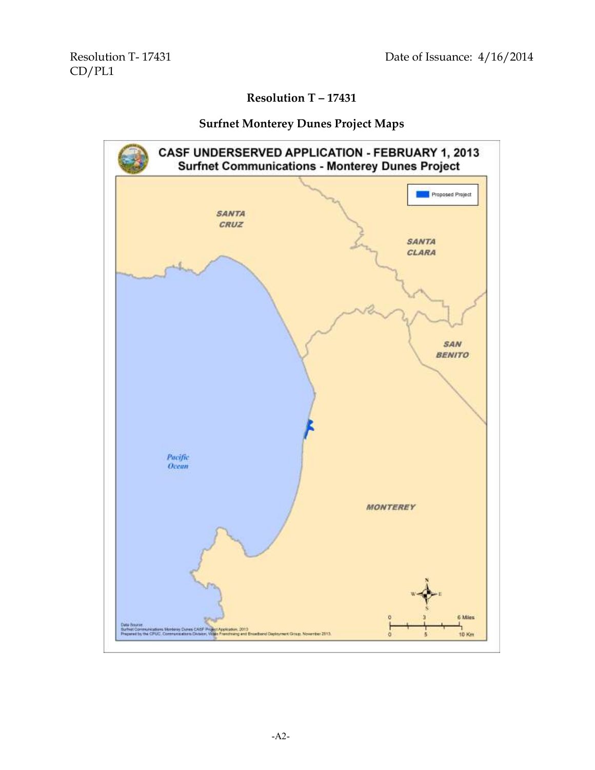# Resolution T – 17431

## Surfnet Monterey Dunes Project Maps

**CASF UNDERSERVED APPLICATION - FEBRUARY 1, 2013**
**Surfnet Communications - Monterey Dunes Project**

Proposed Project

SANTA CRUZ

SANTA CLARA

SAN BENITO

Pacific Ocean

MONTEREY

Data Source:
Surfnet Communications Monterey Dunes CASF Project Application, 2013
Prepared by the CPUC Communications Division, Video Franchising and Broadband Deployment Group, November 2013.

0 3 6 Miles
0 5 10 Km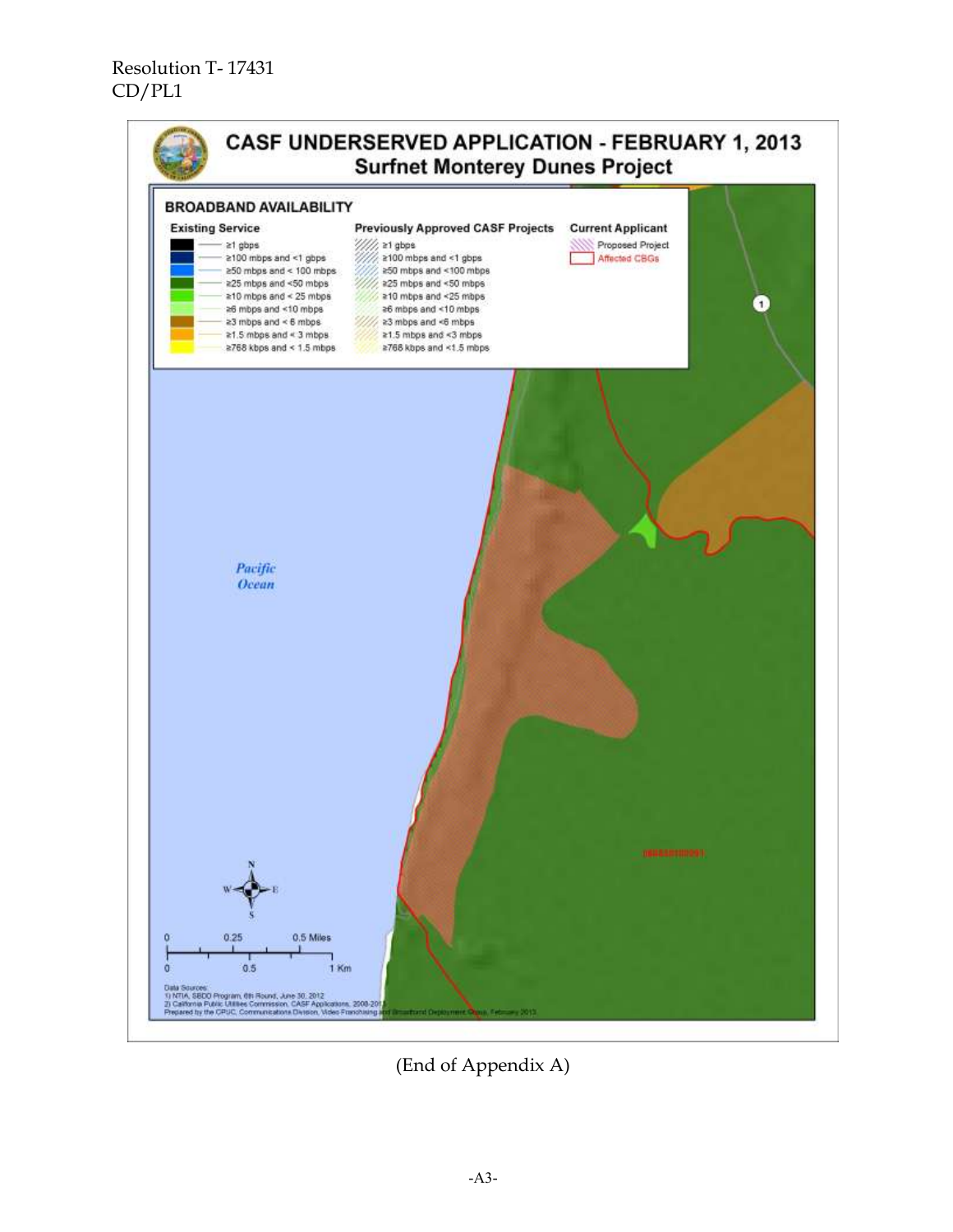CASF UNDERSERVED APPLICATION - FEBRUARY 1, 2013

Surfnet Monterey Dunes Project

BROADBAND AVAILABILITY

Existing Service

≥1 gbps

≥100 mbps and <1 gbps

≥50 mbps and < 100 mbps

≥25 mbps and <50 mbps

≥10 mbps and < 25 mbps

≥6 mbps and <10 mbps

≥3 mbps and < 6 mbps

≥1.5 mbps and < 3 mbps

≥768 kbps and < 1.5 mbps

Previously Approved CASF Projects

≥1 gbps

≥100 mbps and <1 gbps

≥50 mbps and <100 mbps

≥25 mbps and <50 mbps

≥10 mbps and <25 mbps

≥6 mbps and <10 mbps

≥3 mbps and <6 mbps

≥1.5 mbps and <3 mbps

≥768 kbps and <1.5 mbps

Current Applicant

Proposed Project

Affected CBGs

1

Pacific Ocean

060530103001

N W E S

0 0.25 0.5 Miles

0 0.5 1 Km

Data Sources:
1) NTIA, SBDD Program, 6th Round, June 30, 2012
2) California Public Utilities Commission, CASF Applications, 2008-2013
Prepared by the CPUC, Communications Division, Video Franchising and Broadband Deployment Group, February 2013

(End of Appendix A)